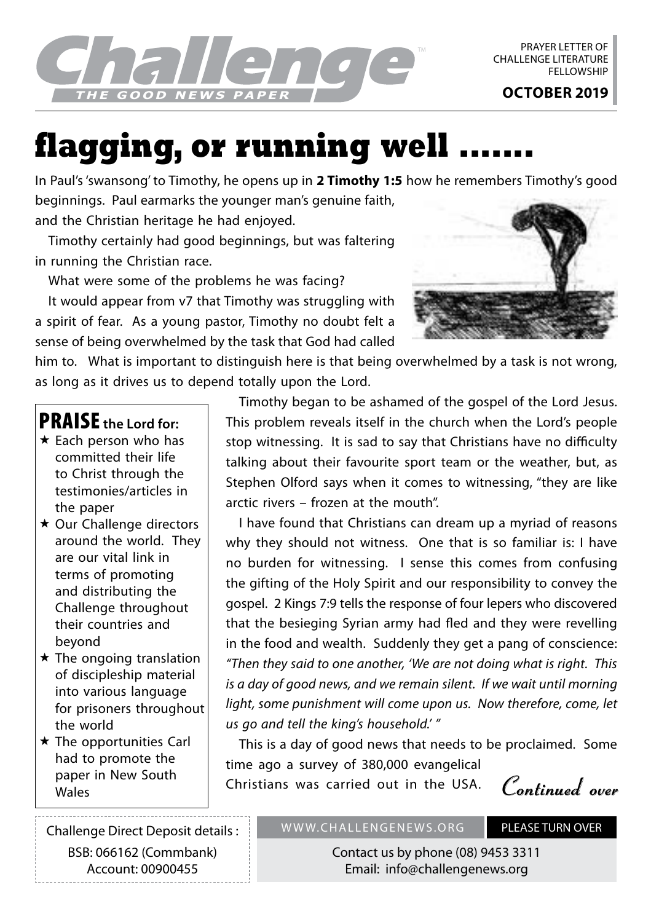**Challenge** THE GOOD NEWS PAPER

PRAYER LETTER OF CHALLENGE LITERATURE FELLOWSHIP

**OCTOBER 2019**

# flagging, or running well .......

In Paul's 'swansong' to Timothy, he opens up in **2 Timothy 1:5** how he remembers Timothy's good beginnings. Paul earmarks the younger man's genuine faith, and the Christian heritage he had enjoyed.

Timothy certainly had good beginnings, but was faltering in running the Christian race.

What were some of the problems he was facing?

It would appear from v7 that Timothy was struggling with a spirit of fear. As a young pastor, Timothy no doubt felt a sense of being overwhelmed by the task that God had called him to. What is important to distinguish here is that being overwhelmed by a task is not wrong, as long as it drives us to depend totally upon the Lord.

Timothy began to be ashamed of the gospel of the Lord Jesus. This problem reveals itself in the church when the Lord's people stop witnessing. It is sad to say that Christians have no difficulty talking about their favourite sport team or the weather, but, as Stephen Olford says when it comes to witnessing, "they are like arctic rivers – frozen at the mouth".

I have found that Christians can dream up a myriad of reasons why they should not witness. One that is so familiar is: I have no burden for witnessing. I sense this comes from confusing the gifting of the Holy Spirit and our responsibility to convey the gospel. 2 Kings 7:9 tells the response of four lepers who discovered that the besieging Syrian army had fled and they were revelling in the food and wealth. Suddenly they get a pang of conscience: *"Then they said to one another, 'We are not doing what is right. This is a day of good news, and we remain silent. If we wait until morning light, some punishment will come upon us. Now therefore, come, let us go and tell the king's household.' "*

This is a day of good news that needs to be proclaimed. Some time ago a survey of 380,000 evangelical Christians was carried out in the USA. *Continued over*

## PRAISE the Lord for:

- ★ Each person who has committed their life to Christ through the testimonies/articles in the paper
- ★ Our Challenge directors around the world. They are our vital link in terms of promoting and distributing the Challenge throughout their countries and beyond
- ★ The ongoing translation of discipleship material into various language for prisoners throughout the world
- ★ The opportunities Carl had to promote the paper in New South Wales

Challenge Direct Deposit details :
BSB: 066162 (Commbank)
Account: 00900455

WWW.CHALLENGENEWS.ORG PLEASE TURN OVER

Contact us by phone (08) 9453 3311
Email: info@challengenews.org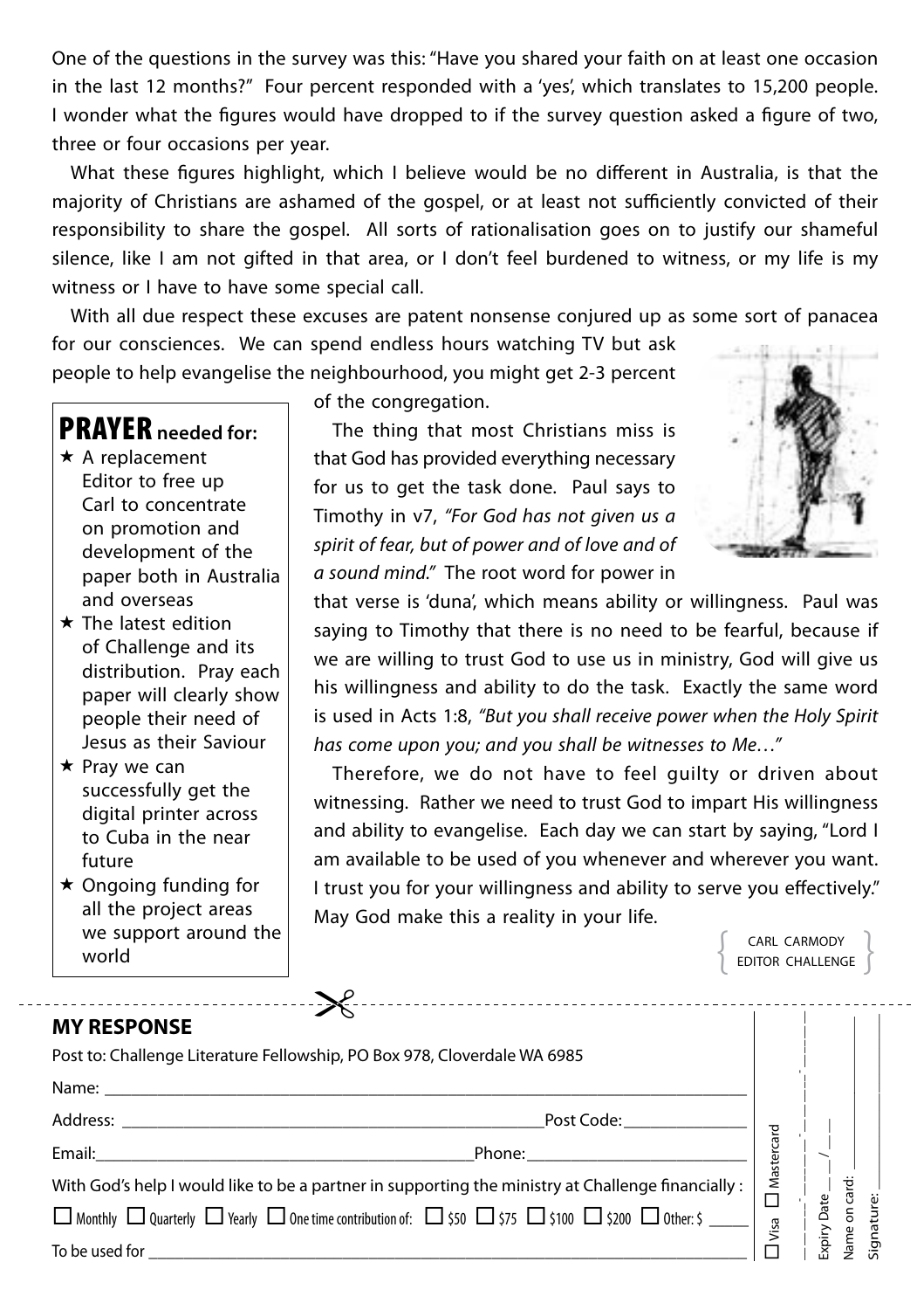One of the questions in the survey was this: "Have you shared your faith on at least one occasion in the last 12 months?" Four percent responded with a 'yes', which translates to 15,200 people. I wonder what the figures would have dropped to if the survey question asked a figure of two, three or four occasions per year.

What these figures highlight, which I believe would be no different in Australia, is that the majority of Christians are ashamed of the gospel, or at least not sufficiently convicted of their responsibility to share the gospel. All sorts of rationalisation goes on to justify our shameful silence, like I am not gifted in that area, or I don't feel burdened to witness, or my life is my witness or I have to have some special call.

With all due respect these excuses are patent nonsense conjured up as some sort of panacea for our consciences. We can spend endless hours watching TV but ask people to help evangelise the neighbourhood, you might get 2-3 percent of the congregation.

The thing that most Christians miss is that God has provided everything necessary for us to get the task done. Paul says to Timothy in v7, *"For God has not given us a spirit of fear, but of power and of love and of a sound mind."* The root word for power in that verse is 'duna', which means ability or willingness. Paul was saying to Timothy that there is no need to be fearful, because if we are willing to trust God to use us in ministry, God will give us his willingness and ability to do the task. Exactly the same word is used in Acts 1:8, *"But you shall receive power when the Holy Spirit has come upon you; and you shall be witnesses to Me…"*

Therefore, we do not have to feel guilty or driven about witnessing. Rather we need to trust God to impart His willingness and ability to evangelise. Each day we can start by saying, "Lord I am available to be used of you whenever and wherever you want. I trust you for your willingness and ability to serve you effectively." May God make this a reality in your life.

CARL CARMODY
EDITOR CHALLENGE

## PRAYER needed for:

- A replacement Editor to free up Carl to concentrate on promotion and development of the paper both in Australia and overseas
- The latest edition of Challenge and its distribution. Pray each paper will clearly show people their need of Jesus as their Saviour
- Pray we can successfully get the digital printer across to Cuba in the near future
- Ongoing funding for all the project areas we support around the world

## MY RESPONSE

Post to: Challenge Literature Fellowship, PO Box 978, Cloverdale WA 6985

Name: ______________________________

Address: ______________________________ Post Code: ______________

Email: ______________________________ Phone: ______________________

With God's help I would like to be a partner in supporting the ministry at Challenge financially :

☐ Monthly ☐ Quarterly ☐ Yearly ☐ One time contribution of: ☐ $50 ☐ $75 ☐ $100 ☐ $200 ☐ Other: $ _____

To be used for ______________________________

☐ Visa ☐ Mastercard

Expiry Date __ __ / __ __

Name on card: ______________

Signature: ______________